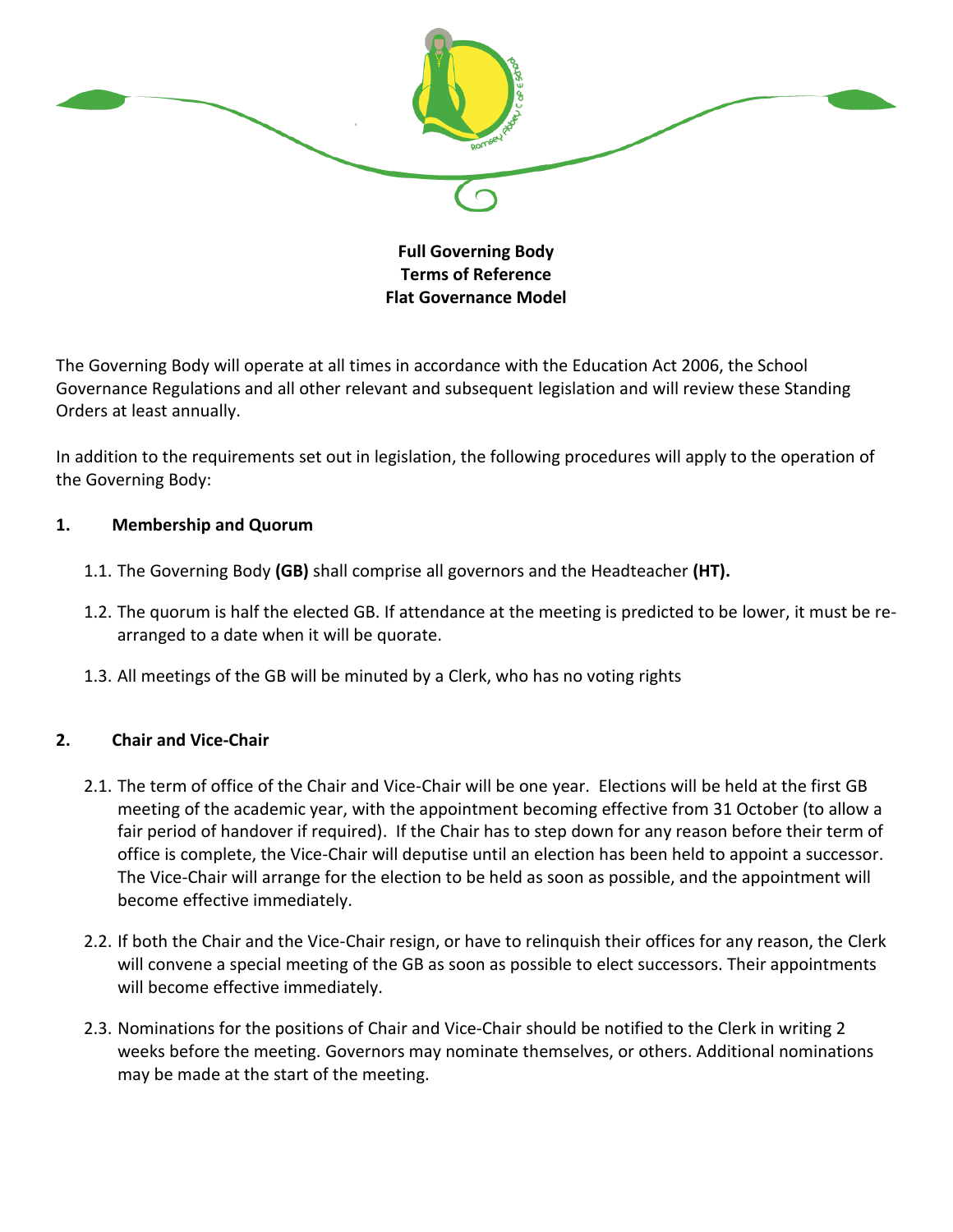**Full Governing Body**
**Terms of Reference**
**Flat Governance Model**

The Governing Body will operate at all times in accordance with the Education Act 2006, the School Governance Regulations and all other relevant and subsequent legislation and will review these Standing Orders at least annually.

In addition to the requirements set out in legislation, the following procedures will apply to the operation of the Governing Body:

## 1. Membership and Quorum

1.1. The Governing Body **(GB)** shall comprise all governors and the Headteacher **(HT).**

1.2. The quorum is half the elected GB. If attendance at the meeting is predicted to be lower, it must be re-arranged to a date when it will be quorate.

1.3. All meetings of the GB will be minuted by a Clerk, who has no voting rights

## 2. Chair and Vice-Chair

2.1. The term of office of the Chair and Vice-Chair will be one year. Elections will be held at the first GB meeting of the academic year, with the appointment becoming effective from 31 October (to allow a fair period of handover if required). If the Chair has to step down for any reason before their term of office is complete, the Vice-Chair will deputise until an election has been held to appoint a successor. The Vice-Chair will arrange for the election to be held as soon as possible, and the appointment will become effective immediately.

2.2. If both the Chair and the Vice-Chair resign, or have to relinquish their offices for any reason, the Clerk will convene a special meeting of the GB as soon as possible to elect successors. Their appointments will become effective immediately.

2.3. Nominations for the positions of Chair and Vice-Chair should be notified to the Clerk in writing 2 weeks before the meeting. Governors may nominate themselves, or others. Additional nominations may be made at the start of the meeting.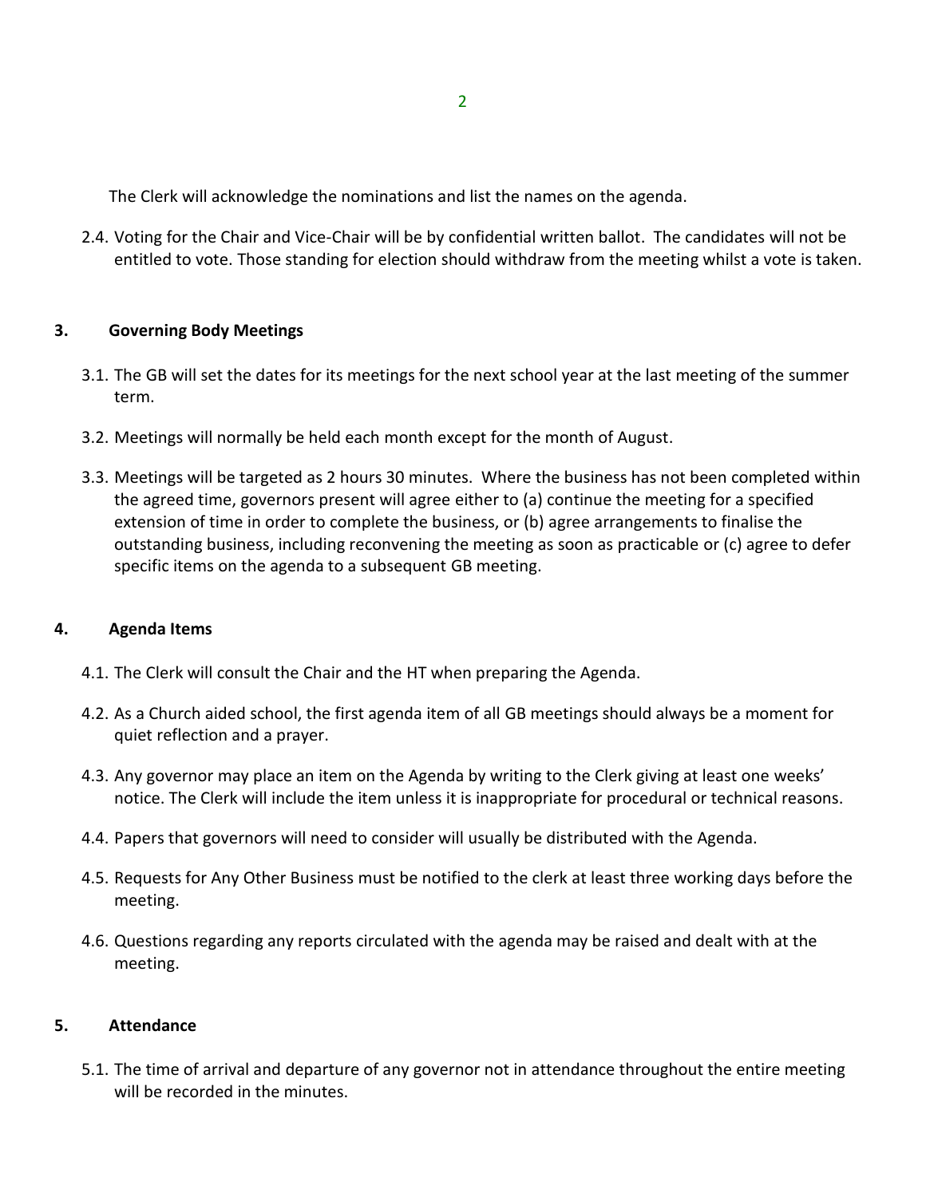The Clerk will acknowledge the nominations and list the names on the agenda.

2.4. Voting for the Chair and Vice-Chair will be by confidential written ballot. The candidates will not be entitled to vote. Those standing for election should withdraw from the meeting whilst a vote is taken.

## 3. Governing Body Meetings

3.1. The GB will set the dates for its meetings for the next school year at the last meeting of the summer term.

3.2. Meetings will normally be held each month except for the month of August.

3.3. Meetings will be targeted as 2 hours 30 minutes. Where the business has not been completed within the agreed time, governors present will agree either to (a) continue the meeting for a specified extension of time in order to complete the business, or (b) agree arrangements to finalise the outstanding business, including reconvening the meeting as soon as practicable or (c) agree to defer specific items on the agenda to a subsequent GB meeting.

## 4. Agenda Items

4.1. The Clerk will consult the Chair and the HT when preparing the Agenda.

4.2. As a Church aided school, the first agenda item of all GB meetings should always be a moment for quiet reflection and a prayer.

4.3. Any governor may place an item on the Agenda by writing to the Clerk giving at least one weeks' notice. The Clerk will include the item unless it is inappropriate for procedural or technical reasons.

4.4. Papers that governors will need to consider will usually be distributed with the Agenda.

4.5. Requests for Any Other Business must be notified to the clerk at least three working days before the meeting.

4.6. Questions regarding any reports circulated with the agenda may be raised and dealt with at the meeting.

## 5. Attendance

5.1. The time of arrival and departure of any governor not in attendance throughout the entire meeting will be recorded in the minutes.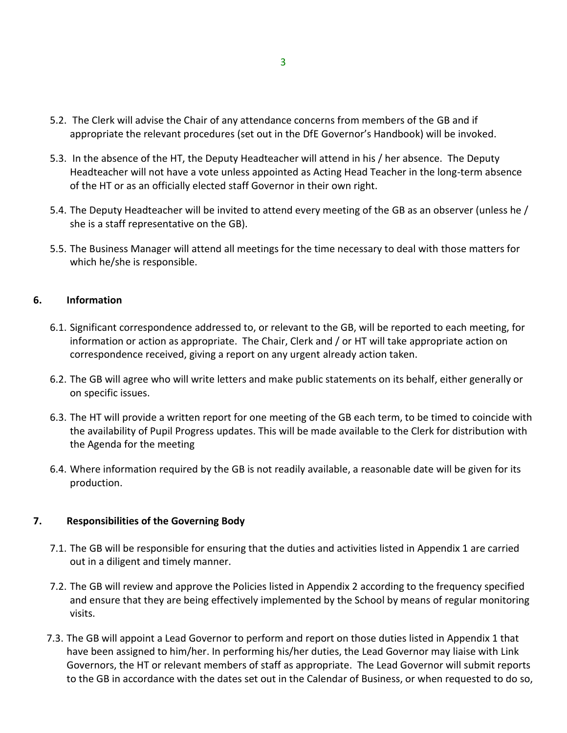5.2. The Clerk will advise the Chair of any attendance concerns from members of the GB and if appropriate the relevant procedures (set out in the DfE Governor's Handbook) will be invoked.

5.3. In the absence of the HT, the Deputy Headteacher will attend in his / her absence. The Deputy Headteacher will not have a vote unless appointed as Acting Head Teacher in the long-term absence of the HT or as an officially elected staff Governor in their own right.

5.4. The Deputy Headteacher will be invited to attend every meeting of the GB as an observer (unless he / she is a staff representative on the GB).

5.5. The Business Manager will attend all meetings for the time necessary to deal with those matters for which he/she is responsible.

## 6. Information

6.1. Significant correspondence addressed to, or relevant to the GB, will be reported to each meeting, for information or action as appropriate. The Chair, Clerk and / or HT will take appropriate action on correspondence received, giving a report on any urgent already action taken.

6.2. The GB will agree who will write letters and make public statements on its behalf, either generally or on specific issues.

6.3. The HT will provide a written report for one meeting of the GB each term, to be timed to coincide with the availability of Pupil Progress updates. This will be made available to the Clerk for distribution with the Agenda for the meeting

6.4. Where information required by the GB is not readily available, a reasonable date will be given for its production.

## 7. Responsibilities of the Governing Body

7.1. The GB will be responsible for ensuring that the duties and activities listed in Appendix 1 are carried out in a diligent and timely manner.

7.2. The GB will review and approve the Policies listed in Appendix 2 according to the frequency specified and ensure that they are being effectively implemented by the School by means of regular monitoring visits.

7.3. The GB will appoint a Lead Governor to perform and report on those duties listed in Appendix 1 that have been assigned to him/her. In performing his/her duties, the Lead Governor may liaise with Link Governors, the HT or relevant members of staff as appropriate. The Lead Governor will submit reports to the GB in accordance with the dates set out in the Calendar of Business, or when requested to do so,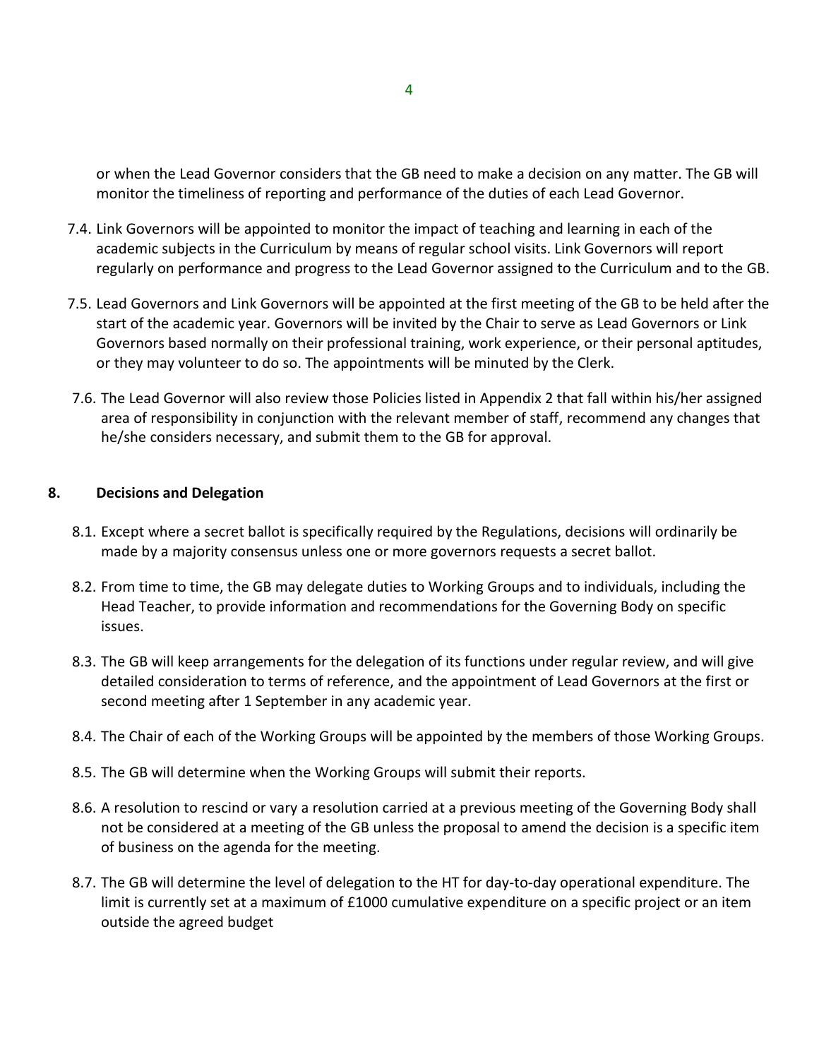or when the Lead Governor considers that the GB need to make a decision on any matter. The GB will monitor the timeliness of reporting and performance of the duties of each Lead Governor.

7.4. Link Governors will be appointed to monitor the impact of teaching and learning in each of the academic subjects in the Curriculum by means of regular school visits. Link Governors will report regularly on performance and progress to the Lead Governor assigned to the Curriculum and to the GB.

7.5. Lead Governors and Link Governors will be appointed at the first meeting of the GB to be held after the start of the academic year. Governors will be invited by the Chair to serve as Lead Governors or Link Governors based normally on their professional training, work experience, or their personal aptitudes, or they may volunteer to do so. The appointments will be minuted by the Clerk.

7.6. The Lead Governor will also review those Policies listed in Appendix 2 that fall within his/her assigned area of responsibility in conjunction with the relevant member of staff, recommend any changes that he/she considers necessary, and submit them to the GB for approval.

## 8. Decisions and Delegation

8.1. Except where a secret ballot is specifically required by the Regulations, decisions will ordinarily be made by a majority consensus unless one or more governors requests a secret ballot.

8.2. From time to time, the GB may delegate duties to Working Groups and to individuals, including the Head Teacher, to provide information and recommendations for the Governing Body on specific issues.

8.3. The GB will keep arrangements for the delegation of its functions under regular review, and will give detailed consideration to terms of reference, and the appointment of Lead Governors at the first or second meeting after 1 September in any academic year.

8.4. The Chair of each of the Working Groups will be appointed by the members of those Working Groups.

8.5. The GB will determine when the Working Groups will submit their reports.

8.6. A resolution to rescind or vary a resolution carried at a previous meeting of the Governing Body shall not be considered at a meeting of the GB unless the proposal to amend the decision is a specific item of business on the agenda for the meeting.

8.7. The GB will determine the level of delegation to the HT for day-to-day operational expenditure. The limit is currently set at a maximum of £1000 cumulative expenditure on a specific project or an item outside the agreed budget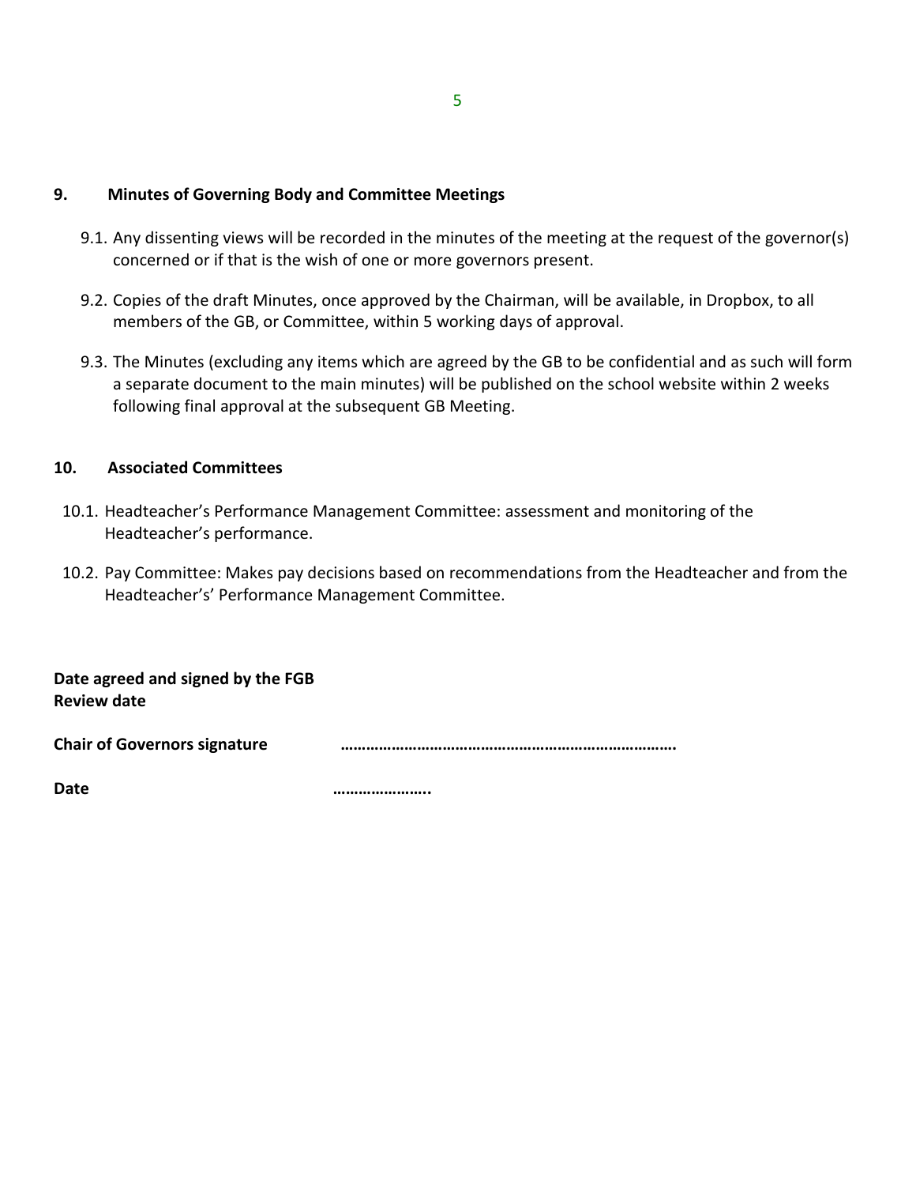## 9. Minutes of Governing Body and Committee Meetings

9.1. Any dissenting views will be recorded in the minutes of the meeting at the request of the governor(s) concerned or if that is the wish of one or more governors present.

9.2. Copies of the draft Minutes, once approved by the Chairman, will be available, in Dropbox, to all members of the GB, or Committee, within 5 working days of approval.

9.3. The Minutes (excluding any items which are agreed by the GB to be confidential and as such will form a separate document to the main minutes) will be published on the school website within 2 weeks following final approval at the subsequent GB Meeting.

## 10. Associated Committees

10.1. Headteacher's Performance Management Committee: assessment and monitoring of the Headteacher's performance.

10.2. Pay Committee: Makes pay decisions based on recommendations from the Headteacher and from the Headteacher's' Performance Management Committee.

**Date agreed and signed by the FGB**
**Review date**

**Chair of Governors signature** ……………………………………………………………………….

**Date** …………………..